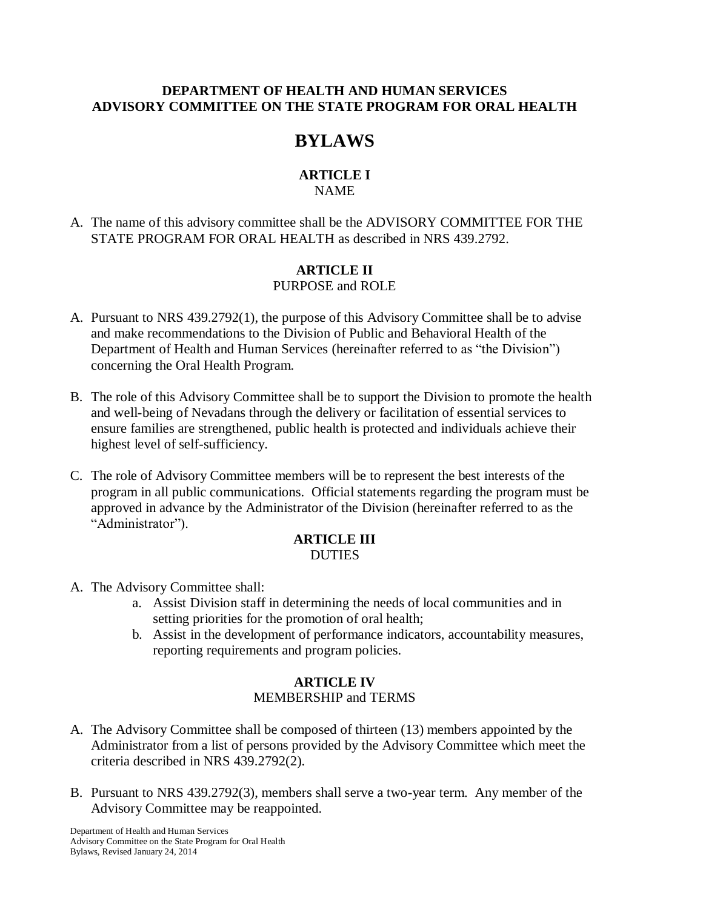**DEPARTMENT OF HEALTH AND HUMAN SERVICES**
**ADVISORY COMMITTEE ON THE STATE PROGRAM FOR ORAL HEALTH**

# BYLAWS

## ARTICLE I
NAME

A. The name of this advisory committee shall be the ADVISORY COMMITTEE FOR THE STATE PROGRAM FOR ORAL HEALTH as described in NRS 439.2792.

## ARTICLE II
PURPOSE and ROLE

A. Pursuant to NRS 439.2792(1), the purpose of this Advisory Committee shall be to advise and make recommendations to the Division of Public and Behavioral Health of the Department of Health and Human Services (hereinafter referred to as "the Division") concerning the Oral Health Program.

B. The role of this Advisory Committee shall be to support the Division to promote the health and well-being of Nevadans through the delivery or facilitation of essential services to ensure families are strengthened, public health is protected and individuals achieve their highest level of self-sufficiency.

C. The role of Advisory Committee members will be to represent the best interests of the program in all public communications. Official statements regarding the program must be approved in advance by the Administrator of the Division (hereinafter referred to as the "Administrator").

## ARTICLE III
DUTIES

A. The Advisory Committee shall:
   a. Assist Division staff in determining the needs of local communities and in setting priorities for the promotion of oral health;
   b. Assist in the development of performance indicators, accountability measures, reporting requirements and program policies.

## ARTICLE IV
MEMBERSHIP and TERMS

A. The Advisory Committee shall be composed of thirteen (13) members appointed by the Administrator from a list of persons provided by the Advisory Committee which meet the criteria described in NRS 439.2792(2).

B. Pursuant to NRS 439.2792(3), members shall serve a two-year term. Any member of the Advisory Committee may be reappointed.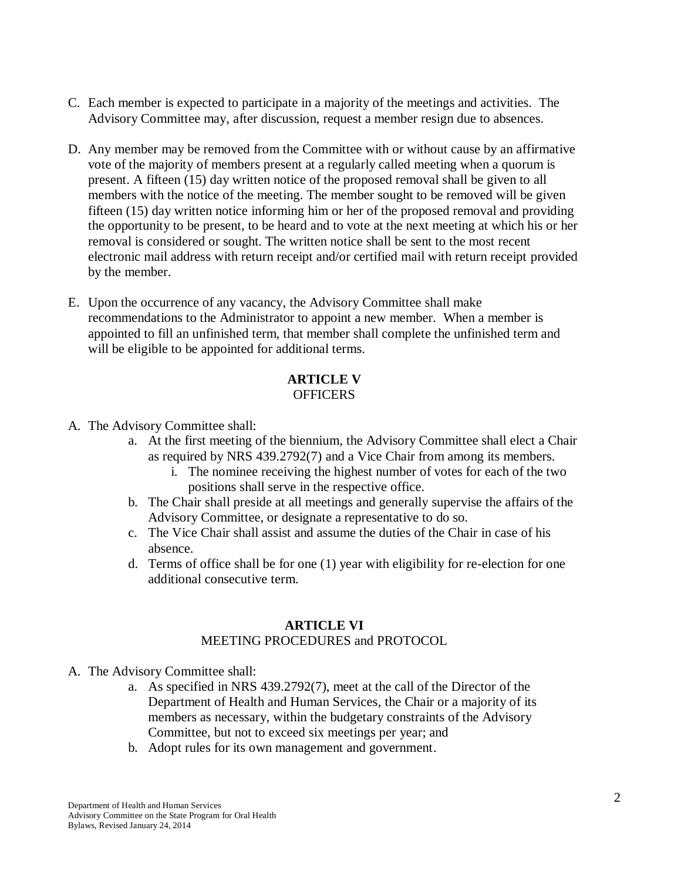C. Each member is expected to participate in a majority of the meetings and activities. The Advisory Committee may, after discussion, request a member resign due to absences.

D. Any member may be removed from the Committee with or without cause by an affirmative vote of the majority of members present at a regularly called meeting when a quorum is present. A fifteen (15) day written notice of the proposed removal shall be given to all members with the notice of the meeting. The member sought to be removed will be given fifteen (15) day written notice informing him or her of the proposed removal and providing the opportunity to be present, to be heard and to vote at the next meeting at which his or her removal is considered or sought. The written notice shall be sent to the most recent electronic mail address with return receipt and/or certified mail with return receipt provided by the member.

E. Upon the occurrence of any vacancy, the Advisory Committee shall make recommendations to the Administrator to appoint a new member. When a member is appointed to fill an unfinished term, that member shall complete the unfinished term and will be eligible to be appointed for additional terms.

## ARTICLE V
OFFICERS

A. The Advisory Committee shall:
    a. At the first meeting of the biennium, the Advisory Committee shall elect a Chair as required by NRS 439.2792(7) and a Vice Chair from among its members.
        i. The nominee receiving the highest number of votes for each of the two positions shall serve in the respective office.
    b. The Chair shall preside at all meetings and generally supervise the affairs of the Advisory Committee, or designate a representative to do so.
    c. The Vice Chair shall assist and assume the duties of the Chair in case of his absence.
    d. Terms of office shall be for one (1) year with eligibility for re-election for one additional consecutive term.

## ARTICLE VI
MEETING PROCEDURES and PROTOCOL

A. The Advisory Committee shall:
    a. As specified in NRS 439.2792(7), meet at the call of the Director of the Department of Health and Human Services, the Chair or a majority of its members as necessary, within the budgetary constraints of the Advisory Committee, but not to exceed six meetings per year; and
    b. Adopt rules for its own management and government.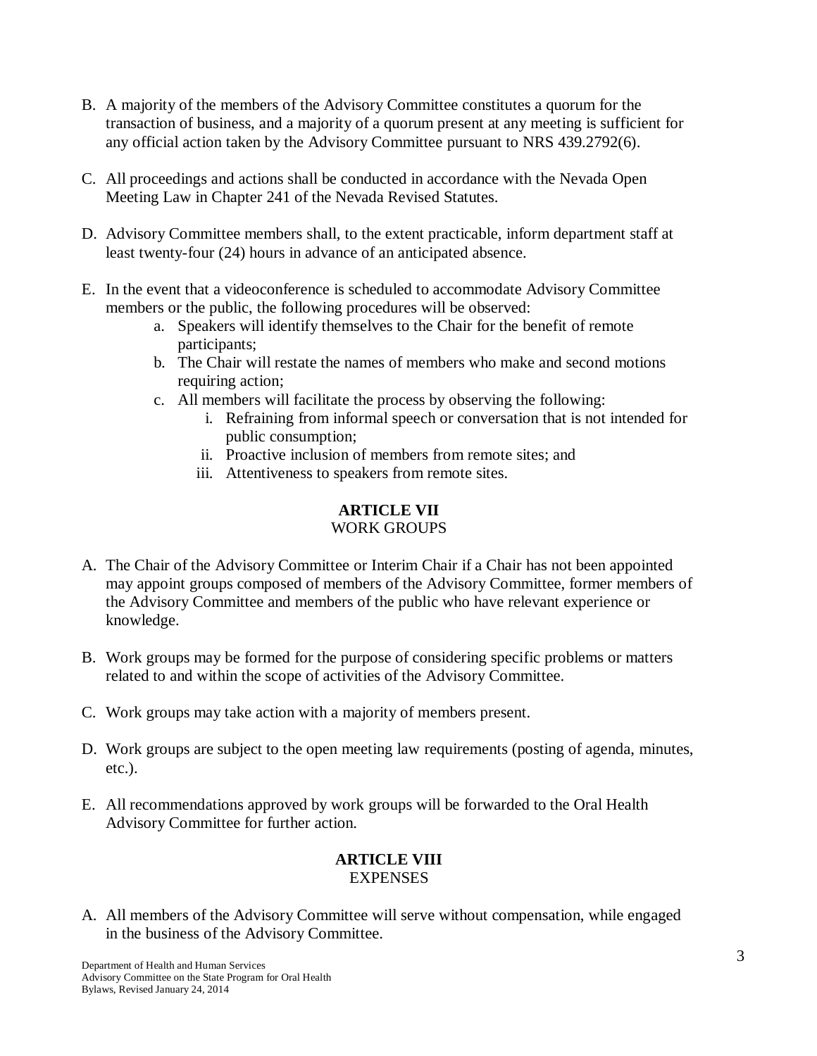B. A majority of the members of the Advisory Committee constitutes a quorum for the transaction of business, and a majority of a quorum present at any meeting is sufficient for any official action taken by the Advisory Committee pursuant to NRS 439.2792(6).

C. All proceedings and actions shall be conducted in accordance with the Nevada Open Meeting Law in Chapter 241 of the Nevada Revised Statutes.

D. Advisory Committee members shall, to the extent practicable, inform department staff at least twenty-four (24) hours in advance of an anticipated absence.

E. In the event that a videoconference is scheduled to accommodate Advisory Committee members or the public, the following procedures will be observed:
   a. Speakers will identify themselves to the Chair for the benefit of remote participants;
   b. The Chair will restate the names of members who make and second motions requiring action;
   c. All members will facilitate the process by observing the following:
      i. Refraining from informal speech or conversation that is not intended for public consumption;
      ii. Proactive inclusion of members from remote sites; and
      iii. Attentiveness to speakers from remote sites.

## ARTICLE VII
WORK GROUPS

A. The Chair of the Advisory Committee or Interim Chair if a Chair has not been appointed may appoint groups composed of members of the Advisory Committee, former members of the Advisory Committee and members of the public who have relevant experience or knowledge.

B. Work groups may be formed for the purpose of considering specific problems or matters related to and within the scope of activities of the Advisory Committee.

C. Work groups may take action with a majority of members present.

D. Work groups are subject to the open meeting law requirements (posting of agenda, minutes, etc.).

E. All recommendations approved by work groups will be forwarded to the Oral Health Advisory Committee for further action.

## ARTICLE VIII
EXPENSES

A. All members of the Advisory Committee will serve without compensation, while engaged in the business of the Advisory Committee.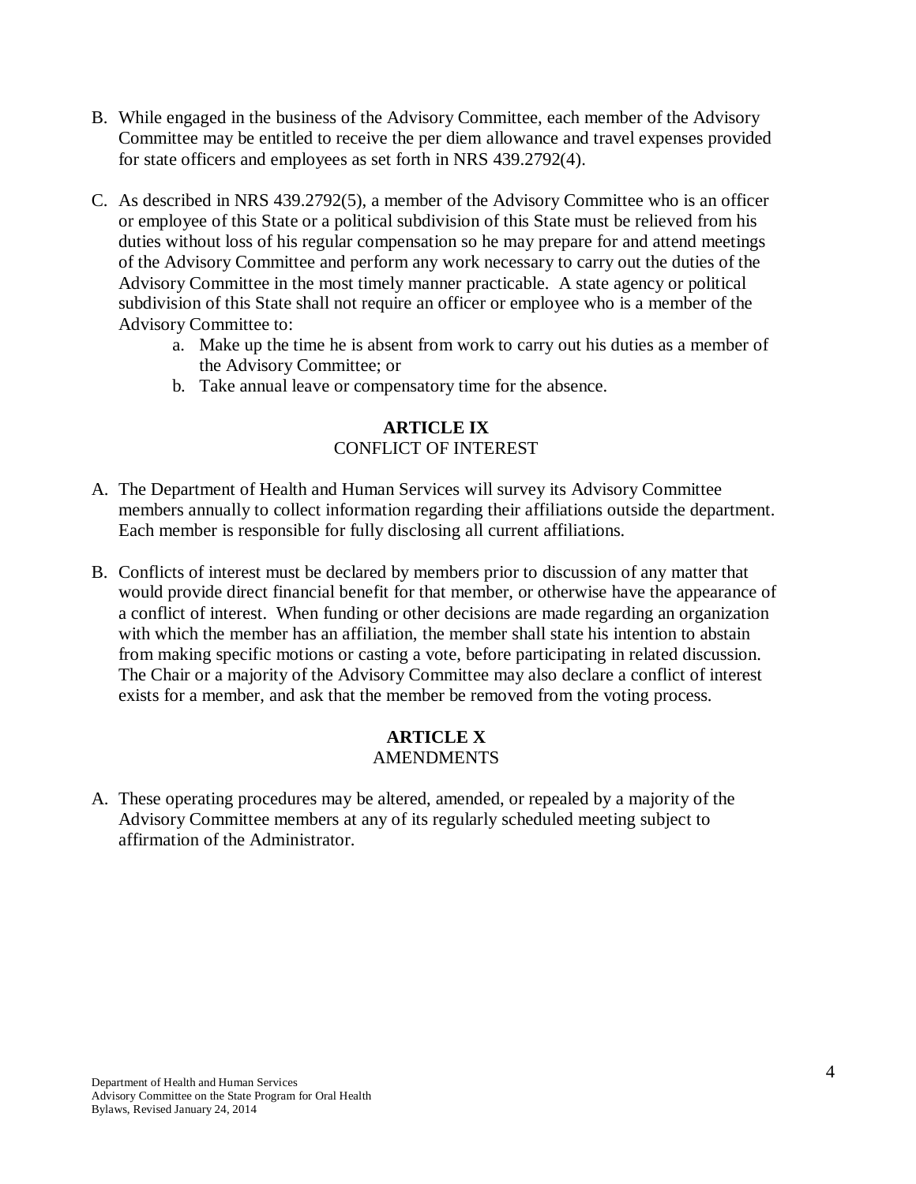B. While engaged in the business of the Advisory Committee, each member of the Advisory Committee may be entitled to receive the per diem allowance and travel expenses provided for state officers and employees as set forth in NRS 439.2792(4).

C. As described in NRS 439.2792(5), a member of the Advisory Committee who is an officer or employee of this State or a political subdivision of this State must be relieved from his duties without loss of his regular compensation so he may prepare for and attend meetings of the Advisory Committee and perform any work necessary to carry out the duties of the Advisory Committee in the most timely manner practicable. A state agency or political subdivision of this State shall not require an officer or employee who is a member of the Advisory Committee to:
   a. Make up the time he is absent from work to carry out his duties as a member of the Advisory Committee; or
   b. Take annual leave or compensatory time for the absence.

## ARTICLE IX
CONFLICT OF INTEREST

A. The Department of Health and Human Services will survey its Advisory Committee members annually to collect information regarding their affiliations outside the department. Each member is responsible for fully disclosing all current affiliations.

B. Conflicts of interest must be declared by members prior to discussion of any matter that would provide direct financial benefit for that member, or otherwise have the appearance of a conflict of interest. When funding or other decisions are made regarding an organization with which the member has an affiliation, the member shall state his intention to abstain from making specific motions or casting a vote, before participating in related discussion. The Chair or a majority of the Advisory Committee may also declare a conflict of interest exists for a member, and ask that the member be removed from the voting process.

## ARTICLE X
AMENDMENTS

A. These operating procedures may be altered, amended, or repealed by a majority of the Advisory Committee members at any of its regularly scheduled meeting subject to affirmation of the Administrator.